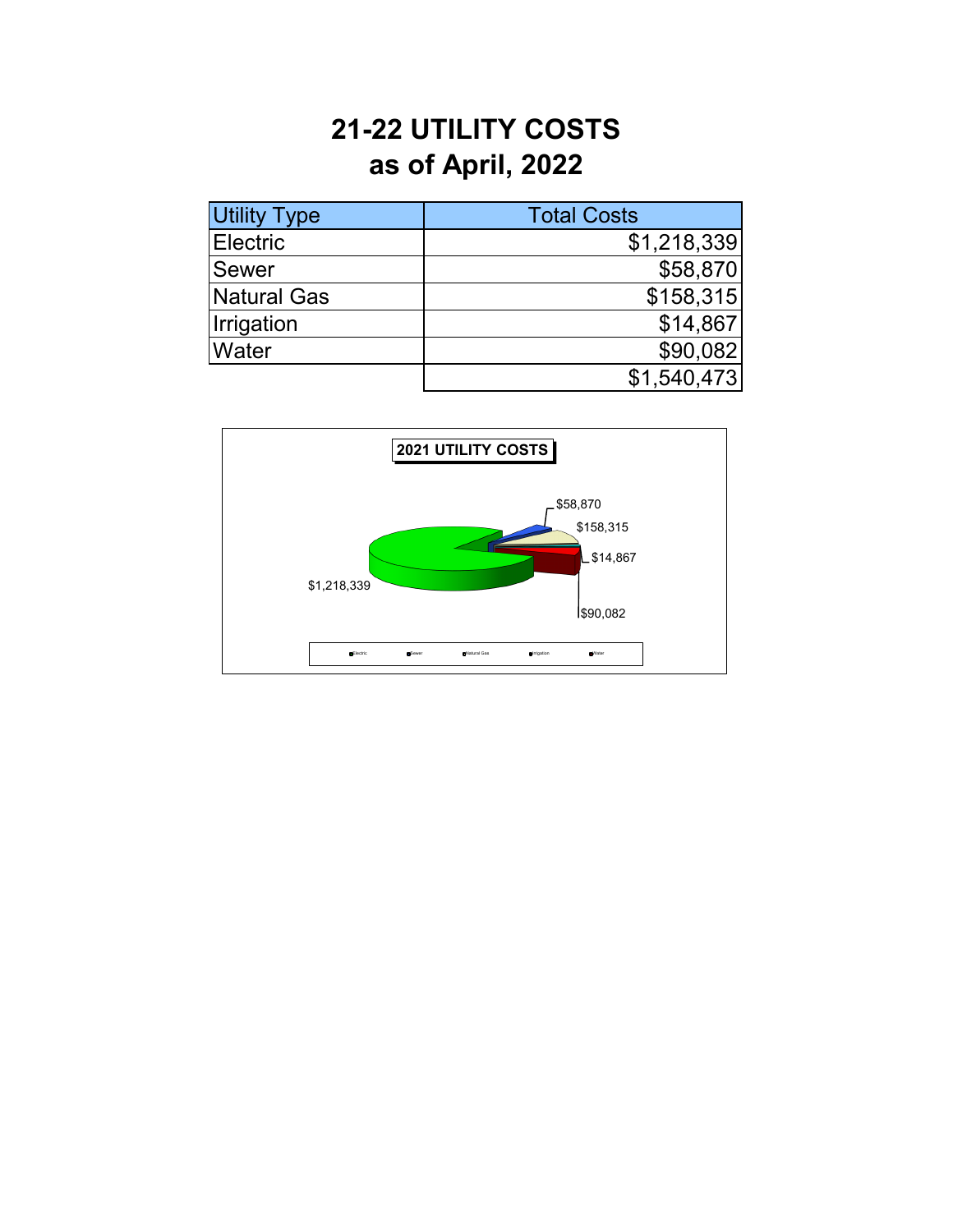# 21-22 UTILITY COSTS
# as of April, 2022

| Utility Type | Total Costs |
|---|---|
| Electric | $1,218,339 |
| Sewer | $58,870 |
| Natural Gas | $158,315 |
| Irrigation | $14,867 |
| Water | $90,082 |
| | $1,540,473 |

**2021 UTILITY COSTS**

$58,870

$158,315

$14,867

$90,082

$1,218,339

Electric Sewer Natural Gas Irrigation Water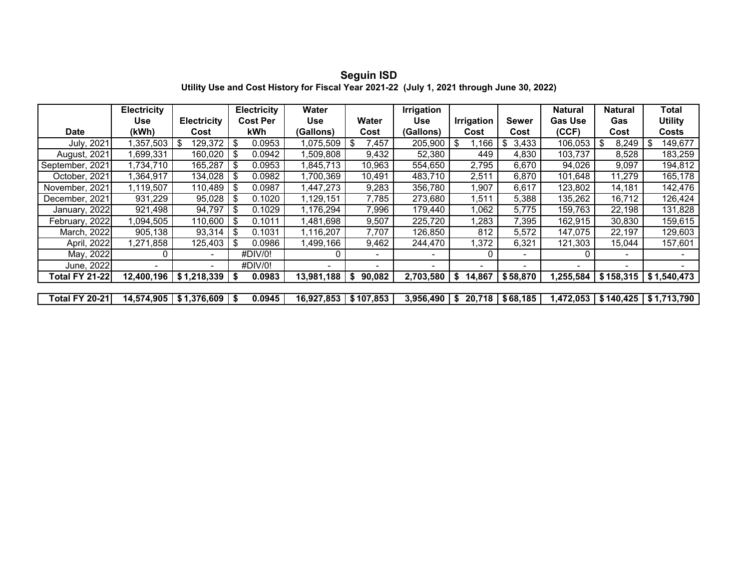## Seguin ISD

### Utility Use and Cost History for Fiscal Year 2021-22 (July 1, 2021 through June 30, 2022)

| Date | Electricity Use (kWh) | Electricity Cost | Electricity Cost Per kWh | Water Use (Gallons) | Water Cost | Irrigation Use (Gallons) | Irrigation Cost | Sewer Cost | Natural Gas Use (CCF) | Natural Gas Cost | Total Utility Costs |
|---|---|---|---|---|---|---|---|---|---|---|---|
| July, 2021 | 1,357,503 | $ 129,372 | $ 0.0953 | 1,075,509 | $ 7,457 | 205,900 | $ 1,166 | $ 3,433 | 106,053 | $ 8,249 | $ 149,677 |
| August, 2021 | 1,699,331 | 160,020 | $ 0.0942 | 1,509,808 | 9,432 | 52,380 | 449 | 4,830 | 103,737 | 8,528 | 183,259 |
| September, 2021 | 1,734,710 | 165,287 | $ 0.0953 | 1,845,713 | 10,963 | 554,650 | 2,795 | 6,670 | 94,026 | 9,097 | 194,812 |
| October, 2021 | 1,364,917 | 134,028 | $ 0.0982 | 1,700,369 | 10,491 | 483,710 | 2,511 | 6,870 | 101,648 | 11,279 | 165,178 |
| November, 2021 | 1,119,507 | 110,489 | $ 0.0987 | 1,447,273 | 9,283 | 356,780 | 1,907 | 6,617 | 123,802 | 14,181 | 142,476 |
| December, 2021 | 931,229 | 95,028 | $ 0.1020 | 1,129,151 | 7,785 | 273,680 | 1,511 | 5,388 | 135,262 | 16,712 | 126,424 |
| January, 2022 | 921,498 | 94,797 | $ 0.1029 | 1,176,294 | 7,996 | 179,440 | 1,062 | 5,775 | 159,763 | 22,198 | 131,828 |
| February, 2022 | 1,094,505 | 110,600 | $ 0.1011 | 1,481,698 | 9,507 | 225,720 | 1,283 | 7,395 | 162,915 | 30,830 | 159,615 |
| March, 2022 | 905,138 | 93,314 | $ 0.1031 | 1,116,207 | 7,707 | 126,850 | 812 | 5,572 | 147,075 | 22,197 | 129,603 |
| April, 2022 | 1,271,858 | 125,403 | $ 0.0986 | 1,499,166 | 9,462 | 244,470 | 1,372 | 6,321 | 121,303 | 15,044 | 157,601 |
| May, 2022 | 0 | - | #DIV/0! | 0 | - | - | 0 | - | 0 | - | - |
| June, 2022 | - | - | #DIV/0! | - | - | - | - | - | - | - | - |
| **Total FY 21-22** | **12,400,196** | **$ 1,218,339** | **$ 0.0983** | **13,981,188** | **$ 90,082** | **2,703,580** | **$ 14,867** | **$ 58,870** | **1,255,584** | **$ 158,315** | **$ 1,540,473** |
| | | | | | | | | | | | |
| **Total FY 20-21** | **14,574,905** | **$ 1,376,609** | **$ 0.0945** | **16,927,853** | **$ 107,853** | **3,956,490** | **$ 20,718** | **$ 68,185** | **1,472,053** | **$ 140,425** | **$ 1,713,790** |